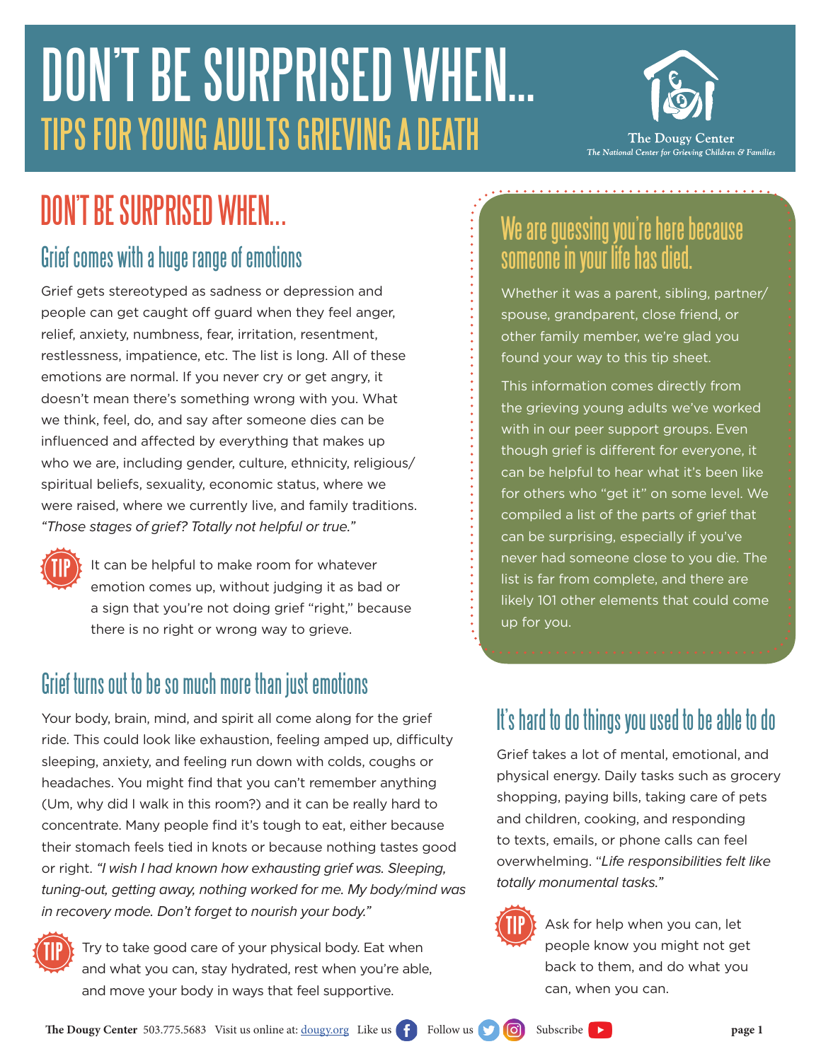# DON'T BE SURPRISED WHEN...

## TIPS FOR YOUNG ADULTS GRIEVING A DEATH

The Dougy Center
*The National Center for Grieving Children & Families*

### We are guessing you're here because someone in your life has died.

Whether it was a parent, sibling, partner/spouse, grandparent, close friend, or other family member, we're glad you found your way to this tip sheet.

This information comes directly from the grieving young adults we've worked with in our peer support groups. Even though grief is different for everyone, it can be helpful to hear what it's been like for others who "get it" on some level. We compiled a list of the parts of grief that can be surprising, especially if you've never had someone close to you die. The list is far from complete, and there are likely 101 other elements that could come up for you.

## DON'T BE SURPRISED WHEN...

### Grief comes with a huge range of emotions

Grief gets stereotyped as sadness or depression and people can get caught off guard when they feel anger, relief, anxiety, numbness, fear, irritation, resentment, restlessness, impatience, etc. The list is long. All of these emotions are normal. If you never cry or get angry, it doesn't mean there's something wrong with you. What we think, feel, do, and say after someone dies can be influenced and affected by everything that makes up who we are, including gender, culture, ethnicity, religious/spiritual beliefs, sexuality, economic status, where we were raised, where we currently live, and family traditions. *"Those stages of grief? Totally not helpful or true."*

**TIP** It can be helpful to make room for whatever emotion comes up, without judging it as bad or a sign that you're not doing grief "right," because there is no right or wrong way to grieve.

### Grief turns out to be so much more than just emotions

Your body, brain, mind, and spirit all come along for the grief ride. This could look like exhaustion, feeling amped up, difficulty sleeping, anxiety, and feeling run down with colds, coughs or headaches. You might find that you can't remember anything (Um, why did I walk in this room?) and it can be really hard to concentrate. Many people find it's tough to eat, either because their stomach feels tied in knots or because nothing tastes good or right. *"I wish I had known how exhausting grief was. Sleeping, tuning-out, getting away, nothing worked for me. My body/mind was in recovery mode. Don't forget to nourish your body."*

**TIP** Try to take good care of your physical body. Eat when and what you can, stay hydrated, rest when you're able, and move your body in ways that feel supportive.

### It's hard to do things you used to be able to do

Grief takes a lot of mental, emotional, and physical energy. Daily tasks such as grocery shopping, paying bills, taking care of pets and children, cooking, and responding to texts, emails, or phone calls can feel overwhelming. *"Life responsibilities felt like totally monumental tasks."*

**TIP** Ask for help when you can, let people know you might not get back to them, and do what you can, when you can.

**The Dougy Center** 503.775.5683 Visit us online at: dougy.org Like us Follow us Subscribe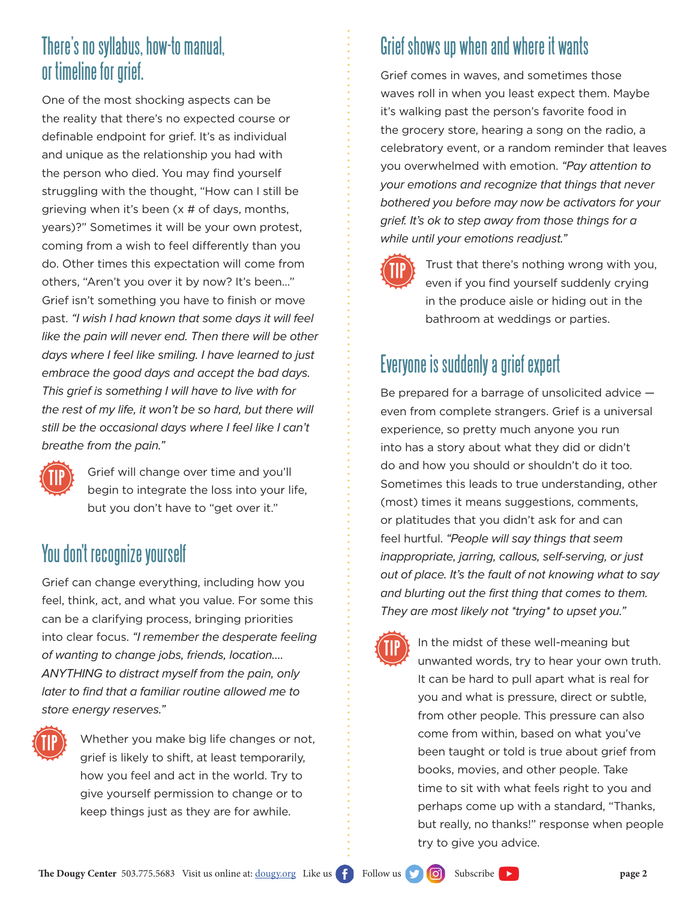## There's no syllabus, how-to manual, or timeline for grief.

One of the most shocking aspects can be the reality that there's no expected course or definable endpoint for grief. It's as individual and unique as the relationship you had with the person who died. You may find yourself struggling with the thought, "How can I still be grieving when it's been (x # of days, months, years)?" Sometimes it will be your own protest, coming from a wish to feel differently than you do. Other times this expectation will come from others, "Aren't you over it by now? It's been..." Grief isn't something you have to finish or move past. *"I wish I had known that some days it will feel like the pain will never end. Then there will be other days where I feel like smiling. I have learned to just embrace the good days and accept the bad days. This grief is something I will have to live with for the rest of my life, it won't be so hard, but there will still be the occasional days where I feel like I can't breathe from the pain."*

**TIP** Grief will change over time and you'll begin to integrate the loss into your life, but you don't have to "get over it."

## You don't recognize yourself

Grief can change everything, including how you feel, think, act, and what you value. For some this can be a clarifying process, bringing priorities into clear focus. *"I remember the desperate feeling of wanting to change jobs, friends, location.... ANYTHING to distract myself from the pain, only later to find that a familiar routine allowed me to store energy reserves."*

**TIP** Whether you make big life changes or not, grief is likely to shift, at least temporarily, how you feel and act in the world. Try to give yourself permission to change or to keep things just as they are for awhile.

## Grief shows up when and where it wants

Grief comes in waves, and sometimes those waves roll in when you least expect them. Maybe it's walking past the person's favorite food in the grocery store, hearing a song on the radio, a celebratory event, or a random reminder that leaves you overwhelmed with emotion. *"Pay attention to your emotions and recognize that things that never bothered you before may now be activators for your grief. It's ok to step away from those things for a while until your emotions readjust."*

**TIP** Trust that there's nothing wrong with you, even if you find yourself suddenly crying in the produce aisle or hiding out in the bathroom at weddings or parties.

## Everyone is suddenly a grief expert

Be prepared for a barrage of unsolicited advice — even from complete strangers. Grief is a universal experience, so pretty much anyone you run into has a story about what they did or didn't do and how you should or shouldn't do it too. Sometimes this leads to true understanding, other (most) times it means suggestions, comments, or platitudes that you didn't ask for and can feel hurtful. *"People will say things that seem inappropriate, jarring, callous, self-serving, or just out of place. It's the fault of not knowing what to say and blurting out the first thing that comes to them. They are most likely not *trying* to upset you."*

**TIP** In the midst of these well-meaning but unwanted words, try to hear your own truth. It can be hard to pull apart what is real for you and what is pressure, direct or subtle, from other people. This pressure can also come from within, based on what you've been taught or told is true about grief from books, movies, and other people. Take time to sit with what feels right to you and perhaps come up with a standard, "Thanks, but really, no thanks!" response when people try to give you advice.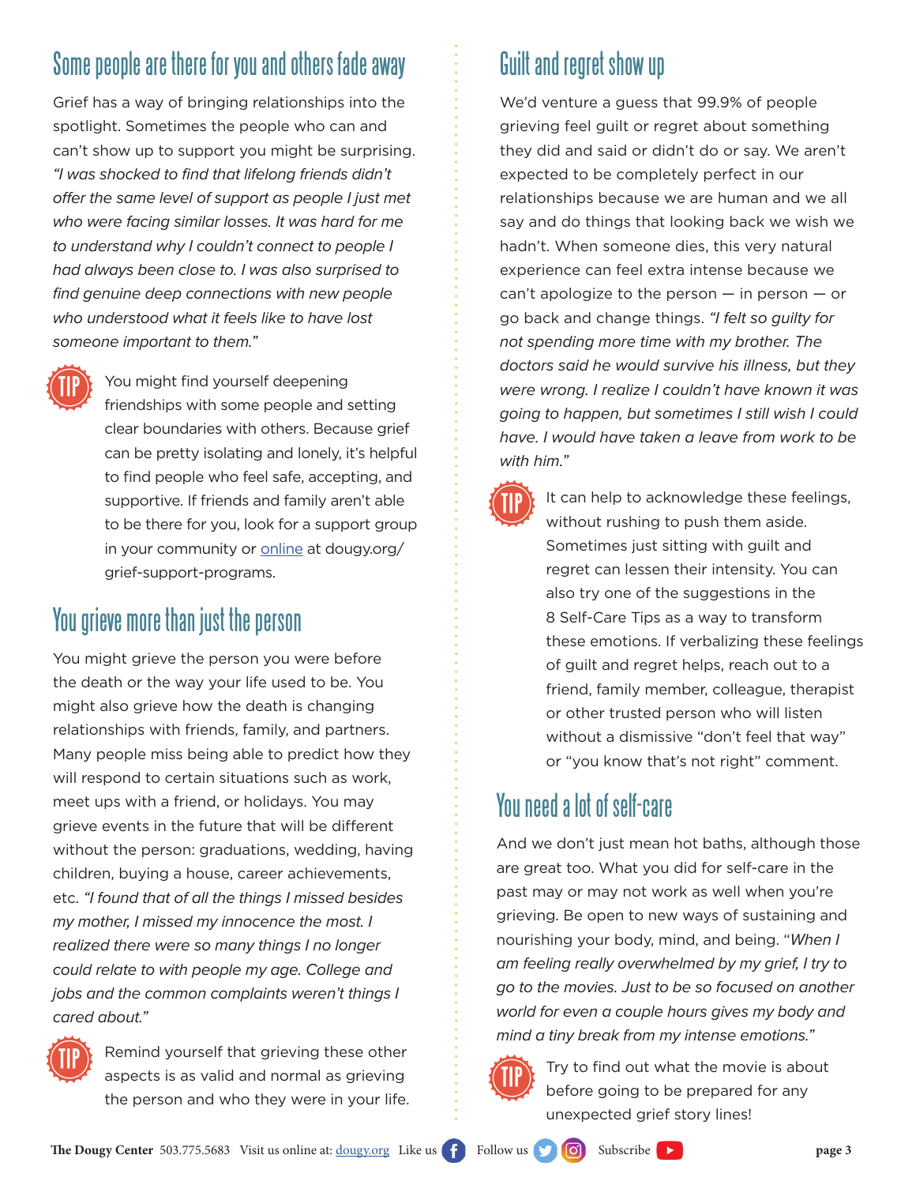## Some people are there for you and others fade away

Grief has a way of bringing relationships into the spotlight. Sometimes the people who can and can't show up to support you might be surprising. *"I was shocked to find that lifelong friends didn't offer the same level of support as people I just met who were facing similar losses. It was hard for me to understand why I couldn't connect to people I had always been close to. I was also surprised to find genuine deep connections with new people who understood what it feels like to have lost someone important to them."*

**TIP** You might find yourself deepening friendships with some people and setting clear boundaries with others. Because grief can be pretty isolating and lonely, it's helpful to find people who feel safe, accepting, and supportive. If friends and family aren't able to be there for you, look for a support group in your community or online at dougy.org/grief-support-programs.

## You grieve more than just the person

You might grieve the person you were before the death or the way your life used to be. You might also grieve how the death is changing relationships with friends, family, and partners. Many people miss being able to predict how they will respond to certain situations such as work, meet ups with a friend, or holidays. You may grieve events in the future that will be different without the person: graduations, wedding, having children, buying a house, career achievements, etc. *"I found that of all the things I missed besides my mother, I missed my innocence the most. I realized there were so many things I no longer could relate to with people my age. College and jobs and the common complaints weren't things I cared about."*

**TIP** Remind yourself that grieving these other aspects is as valid and normal as grieving the person and who they were in your life.

## Guilt and regret show up

We'd venture a guess that 99.9% of people grieving feel guilt or regret about something they did and said or didn't do or say. We aren't expected to be completely perfect in our relationships because we are human and we all say and do things that looking back we wish we hadn't. When someone dies, this very natural experience can feel extra intense because we can't apologize to the person — in person — or go back and change things. *"I felt so guilty for not spending more time with my brother. The doctors said he would survive his illness, but they were wrong. I realize I couldn't have known it was going to happen, but sometimes I still wish I could have. I would have taken a leave from work to be with him."*

**TIP** It can help to acknowledge these feelings, without rushing to push them aside. Sometimes just sitting with guilt and regret can lessen their intensity. You can also try one of the suggestions in the 8 Self-Care Tips as a way to transform these emotions. If verbalizing these feelings of guilt and regret helps, reach out to a friend, family member, colleague, therapist or other trusted person who will listen without a dismissive "don't feel that way" or "you know that's not right" comment.

## You need a lot of self-care

And we don't just mean hot baths, although those are great too. What you did for self-care in the past may or may not work as well when you're grieving. Be open to new ways of sustaining and nourishing your body, mind, and being. *"When I am feeling really overwhelmed by my grief, I try to go to the movies. Just to be so focused on another world for even a couple hours gives my body and mind a tiny break from my intense emotions."*

**TIP** Try to find out what the movie is about before going to be prepared for any unexpected grief story lines!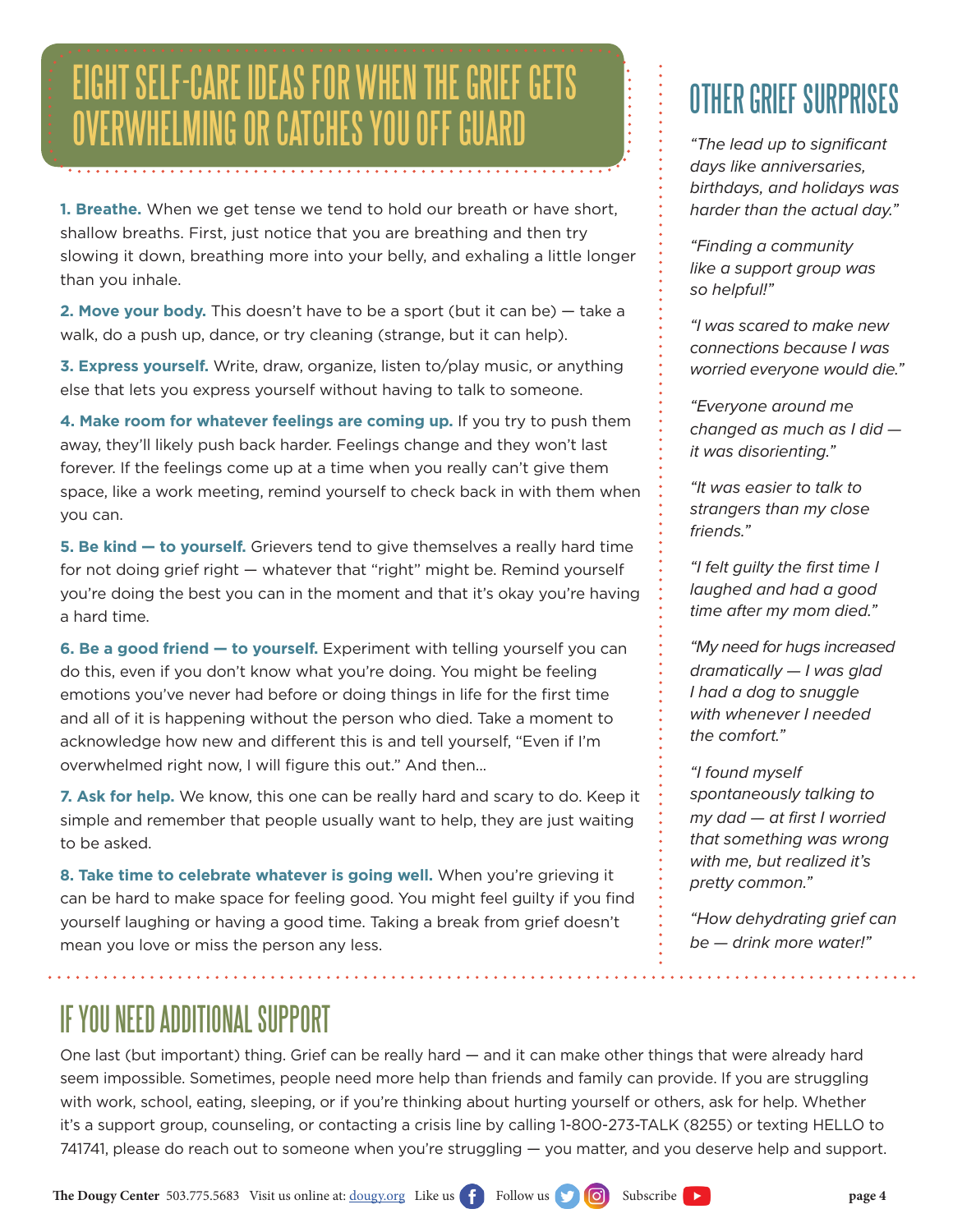# EIGHT SELF-CARE IDEAS FOR WHEN THE GRIEF GETS OVERWHELMING OR CATCHES YOU OFF GUARD

**1. Breathe.** When we get tense we tend to hold our breath or have short, shallow breaths. First, just notice that you are breathing and then try slowing it down, breathing more into your belly, and exhaling a little longer than you inhale.

**2. Move your body.** This doesn't have to be a sport (but it can be) — take a walk, do a push up, dance, or try cleaning (strange, but it can help).

**3. Express yourself.** Write, draw, organize, listen to/play music, or anything else that lets you express yourself without having to talk to someone.

**4. Make room for whatever feelings are coming up.** If you try to push them away, they'll likely push back harder. Feelings change and they won't last forever. If the feelings come up at a time when you really can't give them space, like a work meeting, remind yourself to check back in with them when you can.

**5. Be kind — to yourself.** Grievers tend to give themselves a really hard time for not doing grief right — whatever that "right" might be. Remind yourself you're doing the best you can in the moment and that it's okay you're having a hard time.

**6. Be a good friend — to yourself.** Experiment with telling yourself you can do this, even if you don't know what you're doing. You might be feeling emotions you've never had before or doing things in life for the first time and all of it is happening without the person who died. Take a moment to acknowledge how new and different this is and tell yourself, "Even if I'm overwhelmed right now, I will figure this out." And then...

**7. Ask for help.** We know, this one can be really hard and scary to do. Keep it simple and remember that people usually want to help, they are just waiting to be asked.

**8. Take time to celebrate whatever is going well.** When you're grieving it can be hard to make space for feeling good. You might feel guilty if you find yourself laughing or having a good time. Taking a break from grief doesn't mean you love or miss the person any less.

## OTHER GRIEF SURPRISES

*"The lead up to significant days like anniversaries, birthdays, and holidays was harder than the actual day."*

*"Finding a community like a support group was so helpful!"*

*"I was scared to make new connections because I was worried everyone would die."*

*"Everyone around me changed as much as I did — it was disorienting."*

*"It was easier to talk to strangers than my close friends."*

*"I felt guilty the first time I laughed and had a good time after my mom died."*

*"My need for hugs increased dramatically — I was glad I had a dog to snuggle with whenever I needed the comfort."*

*"I found myself spontaneously talking to my dad — at first I worried that something was wrong with me, but realized it's pretty common."*

*"How dehydrating grief can be — drink more water!"*

## IF YOU NEED ADDITIONAL SUPPORT

One last (but important) thing. Grief can be really hard — and it can make other things that were already hard seem impossible. Sometimes, people need more help than friends and family can provide. If you are struggling with work, school, eating, sleeping, or if you're thinking about hurting yourself or others, ask for help. Whether it's a support group, counseling, or contacting a crisis line by calling 1-800-273-TALK (8255) or texting HELLO to 741741, please do reach out to someone when you're struggling — you matter, and you deserve help and support.

**The Dougy Center** 503.775.5683 Visit us online at: dougy.org Like us Follow us Subscribe